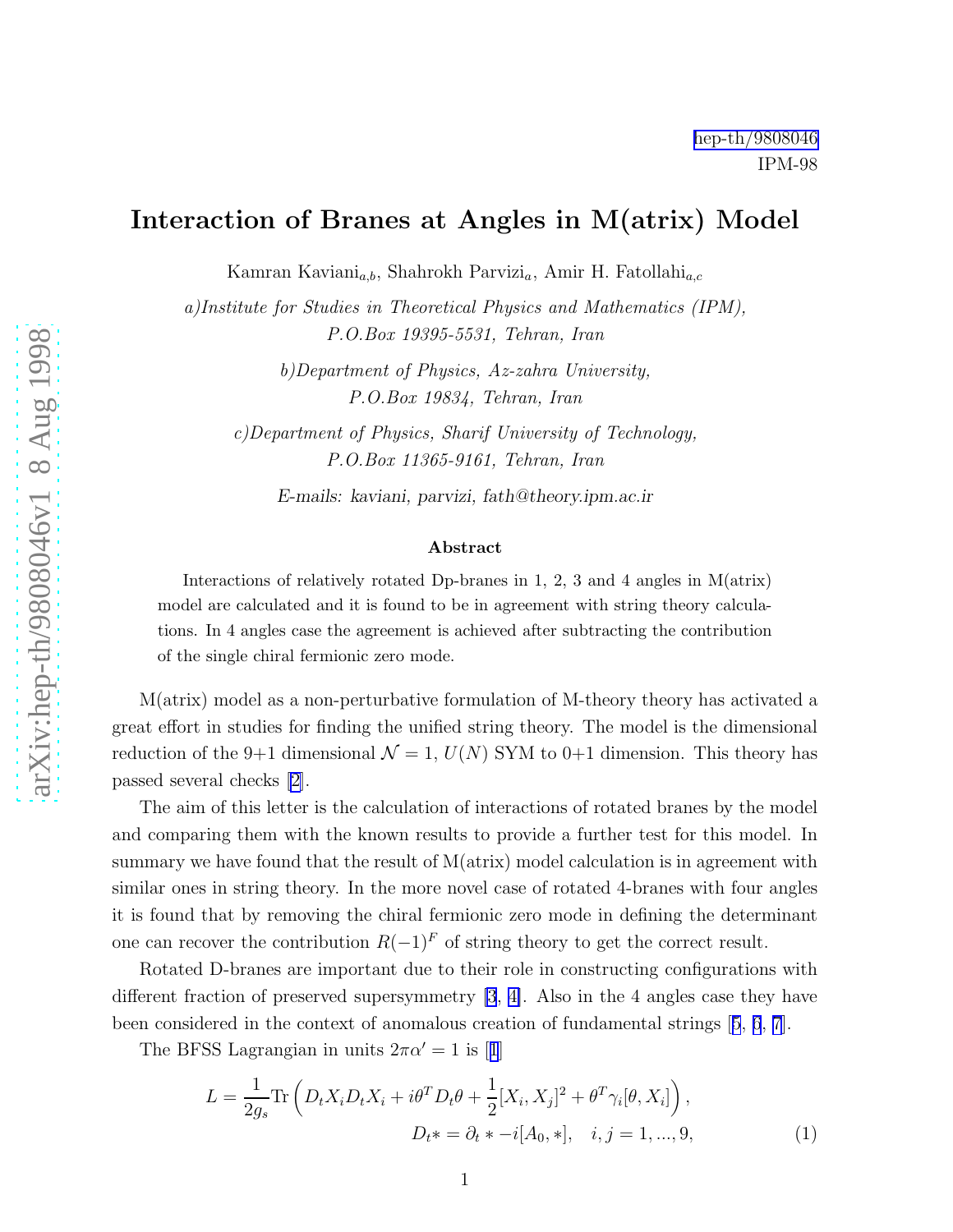hep-th/9808046
IPM-98

# Interaction of Branes at Angles in M(atrix) Model

Kamran Kaviani$_{a,b}$, Shahrokh Parvizi$_a$, Amir H. Fatollahi$_{a,c}$

*a)Institute for Studies in Theoretical Physics and Mathematics (IPM), P.O.Box 19395-5531, Tehran, Iran*

*b)Department of Physics, Az-zahra University, P.O.Box 19834, Tehran, Iran*

*c)Department of Physics, Sharif University of Technology, P.O.Box 11365-9161, Tehran, Iran*

*E-mails: kaviani, parvizi, fath@theory.ipm.ac.ir*

### Abstract

Interactions of relatively rotated Dp-branes in 1, 2, 3 and 4 angles in M(atrix) model are calculated and it is found to be in agreement with string theory calculations. In 4 angles case the agreement is achieved after subtracting the contribution of the single chiral fermionic zero mode.

M(atrix) model as a non-perturbative formulation of M-theory theory has activated a great effort in studies for finding the unified string theory. The model is the dimensional reduction of the 9+1 dimensional $\mathcal{N}=1$, $U(N)$ SYM to 0+1 dimension. This theory has passed several checks [2].

The aim of this letter is the calculation of interactions of rotated branes by the model and comparing them with the known results to provide a further test for this model. In summary we have found that the result of M(atrix) model calculation is in agreement with similar ones in string theory. In the more novel case of rotated 4-branes with four angles it is found that by removing the chiral fermionic zero mode in defining the determinant one can recover the contribution $R(-1)^F$ of string theory to get the correct result.

Rotated D-branes are important due to their role in constructing configurations with different fraction of preserved supersymmetry [3, 4]. Also in the 4 angles case they have been considered in the context of anomalous creation of fundamental strings [5, 6, 7].

The BFSS Lagrangian in units $2\pi\alpha'=1$ is [1]

$$L=\frac{1}{2g_s}\mathrm{Tr}\left(D_tX_iD_tX_i+i\theta^TD_t\theta+\frac{1}{2}[X_i,X_j]^2+\theta^T\gamma_i[\theta,X_i]\right),$$
$$D_t*=\partial_t*-i[A_0,*],\quad i,j=1,...,9, \tag{1}$$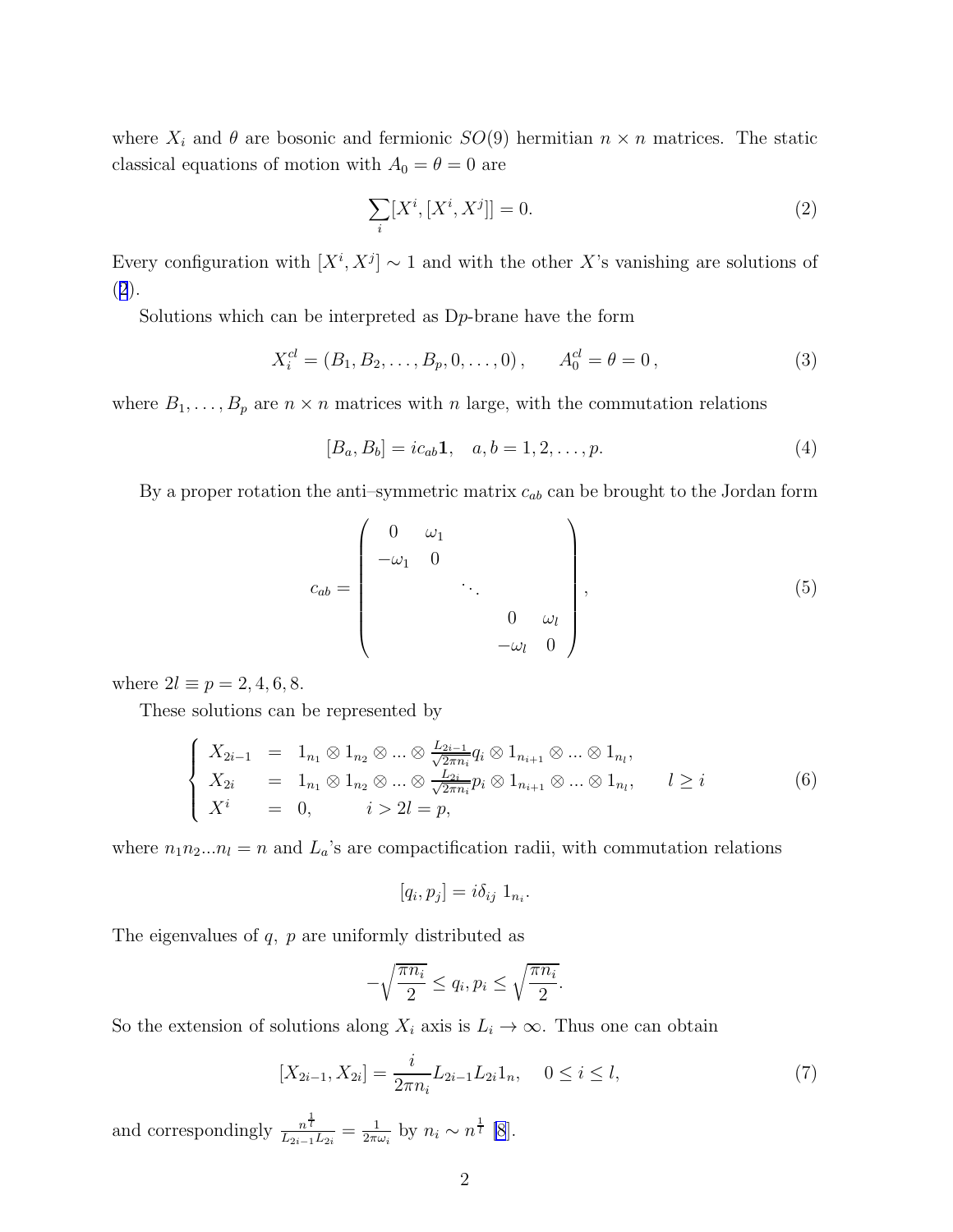where $X_i$ and $\theta$ are bosonic and fermionic $SO(9)$ hermitian $n \times n$ matrices. The static classical equations of motion with $A_0 = \theta = 0$ are

$$\sum_i [X^i, [X^i, X^j]] = 0. \tag{2}$$

Every configuration with $[X^i, X^j] \sim 1$ and with the other $X$'s vanishing are solutions of (2).

Solutions which can be interpreted as D$p$-brane have the form

$$X_i^{cl} = (B_1, B_2, \ldots, B_p, 0, \ldots, 0), \qquad A_0^{cl} = \theta = 0, \tag{3}$$

where $B_1, \ldots, B_p$ are $n \times n$ matrices with $n$ large, with the commutation relations

$$[B_a, B_b] = i c_{ab} \mathbf{1}, \quad a, b = 1, 2, \ldots, p. \tag{4}$$

By a proper rotation the anti–symmetric matrix $c_{ab}$ can be brought to the Jordan form

$$c_{ab} = \begin{pmatrix} 0 & \omega_1 & & & \\ -\omega_1 & 0 & & & \\ & & \ddots & & \\ & & & 0 & \omega_l \\ & & & -\omega_l & 0 \end{pmatrix}, \tag{5}$$

where $2l \equiv p = 2, 4, 6, 8$.

These solutions can be represented by

$$\begin{cases} X_{2i-1} &= 1_{n_1} \otimes 1_{n_2} \otimes \ldots \otimes \frac{L_{2i-1}}{\sqrt{2\pi n_i}} q_i \otimes 1_{n_{i+1}} \otimes \ldots \otimes 1_{n_l}, \\ X_{2i} &= 1_{n_1} \otimes 1_{n_2} \otimes \ldots \otimes \frac{L_{2i}}{\sqrt{2\pi n_i}} p_i \otimes 1_{n_{i+1}} \otimes \ldots \otimes 1_{n_l}, \qquad l \geq i \\ X^i &= 0, \qquad i > 2l = p, \end{cases} \tag{6}$$

where $n_1 n_2 \ldots n_l = n$ and $L_a$'s are compactification radii, with commutation relations

$$[q_i, p_j] = i \delta_{ij} \; 1_{n_i}.$$

The eigenvalues of $q$, $p$ are uniformly distributed as

$$-\sqrt{\frac{\pi n_i}{2}} \leq q_i, p_i \leq \sqrt{\frac{\pi n_i}{2}}.$$

So the extension of solutions along $X_i$ axis is $L_i \to \infty$. Thus one can obtain

$$[X_{2i-1}, X_{2i}] = \frac{i}{2\pi n_i} L_{2i-1} L_{2i} 1_n, \quad 0 \leq i \leq l, \tag{7}$$

and correspondingly $\frac{n^{\frac{1}{l}}}{L_{2i-1} L_{2i}} = \frac{1}{2\pi \omega_i}$ by $n_i \sim n^{\frac{1}{l}}$ [8].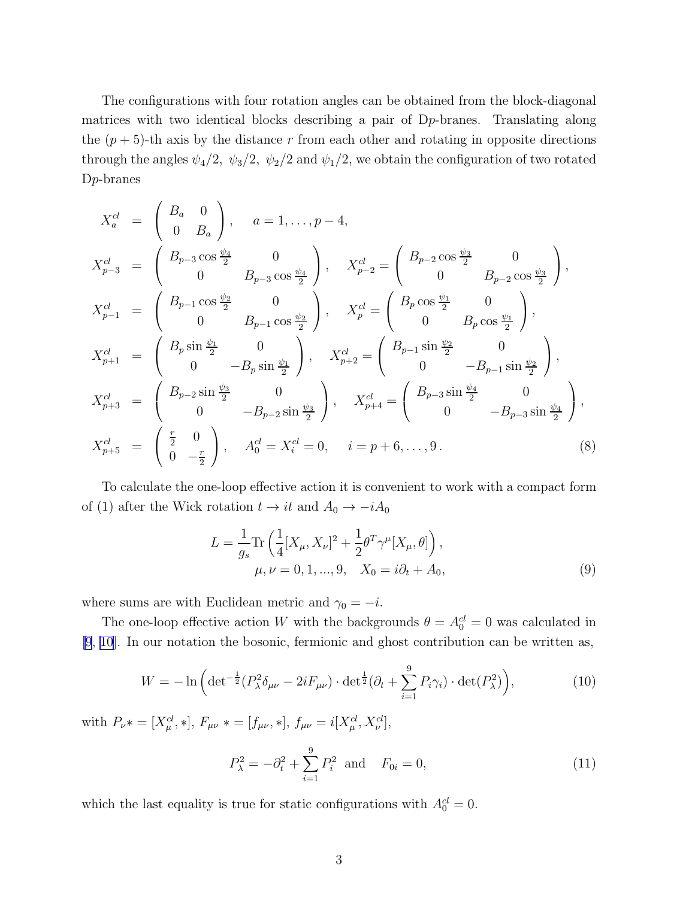The configurations with four rotation angles can be obtained from the block-diagonal matrices with two identical blocks describing a pair of D$p$-branes. Translating along the $(p+5)$-th axis by the distance $r$ from each other and rotating in opposite directions through the angles $\psi_4/2,\ \psi_3/2,\ \psi_2/2$ and $\psi_1/2$, we obtain the configuration of two rotated D$p$-branes

$$
\begin{aligned}
X^{cl}_a &= \begin{pmatrix} B_a & 0 \\ 0 & B_a \end{pmatrix}, \quad a = 1,\ldots,p-4, \\
X^{cl}_{p-3} &= \begin{pmatrix} B_{p-3}\cos\frac{\psi_4}{2} & 0 \\ 0 & B_{p-3}\cos\frac{\psi_4}{2} \end{pmatrix}, \quad X^{cl}_{p-2} = \begin{pmatrix} B_{p-2}\cos\frac{\psi_3}{2} & 0 \\ 0 & B_{p-2}\cos\frac{\psi_3}{2} \end{pmatrix}, \\
X^{cl}_{p-1} &= \begin{pmatrix} B_{p-1}\cos\frac{\psi_2}{2} & 0 \\ 0 & B_{p-1}\cos\frac{\psi_2}{2} \end{pmatrix}, \quad X^{cl}_{p} = \begin{pmatrix} B_{p}\cos\frac{\psi_1}{2} & 0 \\ 0 & B_{p}\cos\frac{\psi_1}{2} \end{pmatrix}, \\
X^{cl}_{p+1} &= \begin{pmatrix} B_{p}\sin\frac{\psi_1}{2} & 0 \\ 0 & -B_{p}\sin\frac{\psi_1}{2} \end{pmatrix}, \quad X^{cl}_{p+2} = \begin{pmatrix} B_{p-1}\sin\frac{\psi_2}{2} & 0 \\ 0 & -B_{p-1}\sin\frac{\psi_2}{2} \end{pmatrix}, \\
X^{cl}_{p+3} &= \begin{pmatrix} B_{p-2}\sin\frac{\psi_3}{2} & 0 \\ 0 & -B_{p-2}\sin\frac{\psi_3}{2} \end{pmatrix}, \quad X^{cl}_{p+4} = \begin{pmatrix} B_{p-3}\sin\frac{\psi_4}{2} & 0 \\ 0 & -B_{p-3}\sin\frac{\psi_4}{2} \end{pmatrix}, \\
X^{cl}_{p+5} &= \begin{pmatrix} \frac{r}{2} & 0 \\ 0 & -\frac{r}{2} \end{pmatrix}, \quad A^{cl}_0 = X^{cl}_i = 0, \quad i = p+6,\ldots,9\,.
\end{aligned}
\tag{8}
$$

To calculate the one-loop effective action it is convenient to work with a compact form of (1) after the Wick rotation $t \to it$ and $A_0 \to -iA_0$

$$
L = \frac{1}{g_s}\mathrm{Tr}\left(\frac{1}{4}[X_\mu, X_\nu]^2 + \frac{1}{2}\theta^T\gamma^\mu[X_\mu, \theta]\right), \qquad \mu,\nu = 0,1,...,9, \quad X_0 = i\partial_t + A_0, \tag{9}
$$

where sums are with Euclidean metric and $\gamma_0 = -i$.

The one-loop effective action $W$ with the backgrounds $\theta = A^{cl}_0 = 0$ was calculated in [9, 10]. In our notation the bosonic, fermionic and ghost contribution can be written as,

$$
W = -\ln\left(\det{}^{-\frac{1}{2}}(P^2_\lambda\delta_{\mu\nu} - 2iF_{\mu\nu}) \cdot \det{}^{\frac{1}{2}}(\partial_t + \sum_{i=1}^{9}P_i\gamma_i) \cdot \det(P^2_\lambda)\right), \tag{10}
$$

with $P_\nu * = [X^{cl}_\mu, *]$, $F_{\mu\nu} * = [f_{\mu\nu}, *]$, $f_{\mu\nu} = i[X^{cl}_\mu, X^{cl}_\nu]$,

$$
P^2_\lambda = -\partial^2_t + \sum_{i=1}^{9}P^2_i \quad \text{and} \quad F_{0i} = 0, \tag{11}
$$

which the last equality is true for static configurations with $A^{cl}_0 = 0$.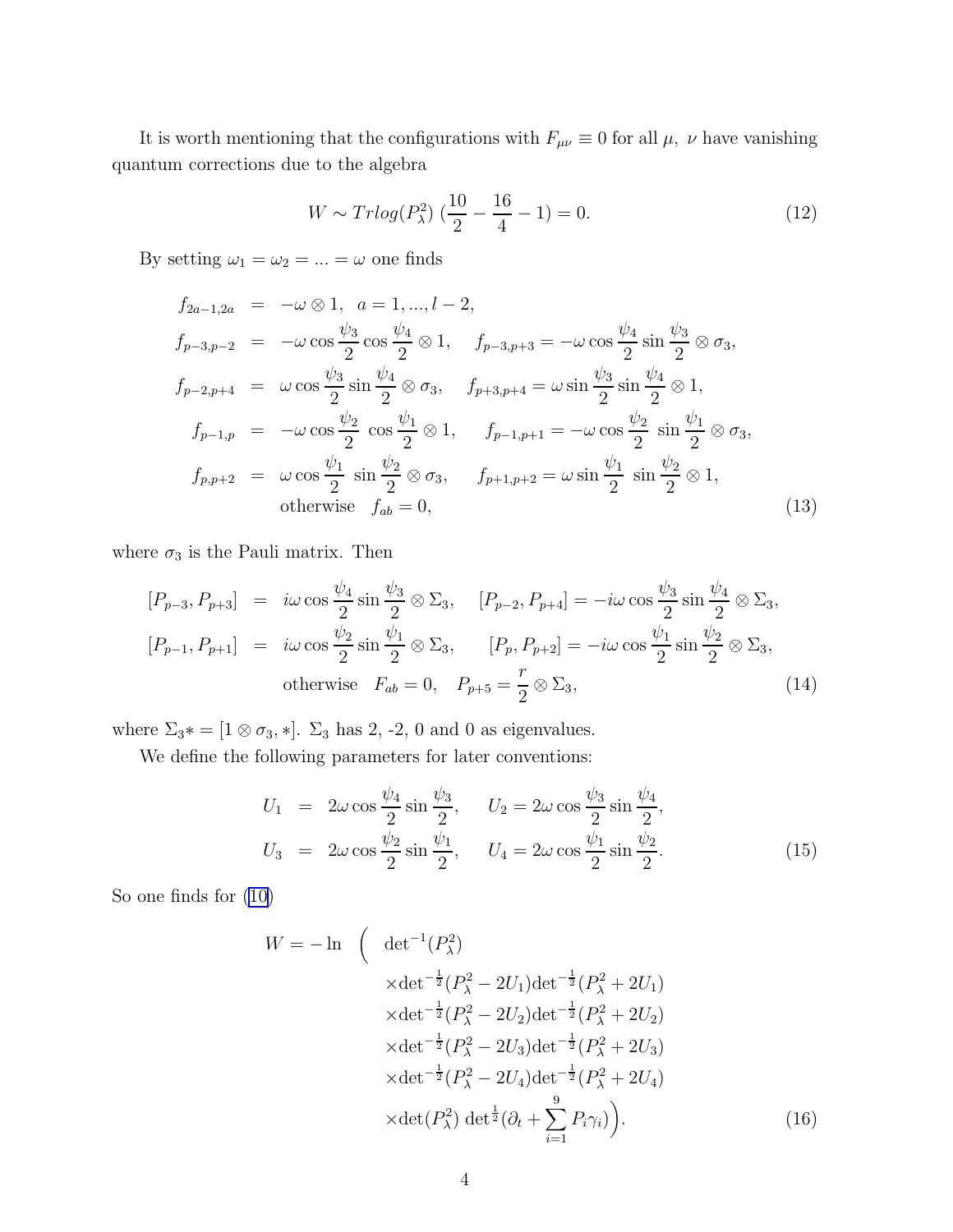It is worth mentioning that the configurations with $F_{\mu\nu} \equiv 0$ for all $\mu,\ \nu$ have vanishing quantum corrections due to the algebra

$$W \sim Trlog(P_\lambda^2)\ (\frac{10}{2} - \frac{16}{4} - 1) = 0. \tag{12}$$

By setting $\omega_1 = \omega_2 = ... = \omega$ one finds

$$\begin{aligned}
f_{2a-1,2a} &= -\omega \otimes 1, \;\; a = 1, ..., l-2, \\
f_{p-3,p-2} &= -\omega \cos\frac{\psi_3}{2}\cos\frac{\psi_4}{2} \otimes 1, \quad f_{p-3,p+3} = -\omega \cos\frac{\psi_4}{2}\sin\frac{\psi_3}{2} \otimes \sigma_3, \\
f_{p-2,p+4} &= \omega \cos\frac{\psi_3}{2}\sin\frac{\psi_4}{2} \otimes \sigma_3, \quad f_{p+3,p+4} = \omega \sin\frac{\psi_3}{2}\sin\frac{\psi_4}{2} \otimes 1, \\
f_{p-1,p} &= -\omega \cos\frac{\psi_2}{2}\ \cos\frac{\psi_1}{2} \otimes 1, \quad f_{p-1,p+1} = -\omega \cos\frac{\psi_2}{2}\ \sin\frac{\psi_1}{2} \otimes \sigma_3, \\
f_{p,p+2} &= \omega \cos\frac{\psi_1}{2}\ \sin\frac{\psi_2}{2} \otimes \sigma_3, \quad f_{p+1,p+2} = \omega \sin\frac{\psi_1}{2}\ \sin\frac{\psi_2}{2} \otimes 1, \\
&\quad \text{otherwise} \quad f_{ab} = 0,
\end{aligned} \tag{13}$$

where $\sigma_3$ is the Pauli matrix. Then

$$\begin{aligned}
[P_{p-3}, P_{p+3}] &= i\omega \cos\frac{\psi_4}{2}\sin\frac{\psi_3}{2} \otimes \Sigma_3, \quad [P_{p-2}, P_{p+4}] = -i\omega \cos\frac{\psi_3}{2}\sin\frac{\psi_4}{2} \otimes \Sigma_3, \\
[P_{p-1}, P_{p+1}] &= i\omega \cos\frac{\psi_2}{2}\sin\frac{\psi_1}{2} \otimes \Sigma_3, \quad [P_p, P_{p+2}] = -i\omega \cos\frac{\psi_1}{2}\sin\frac{\psi_2}{2} \otimes \Sigma_3, \\
&\quad \text{otherwise} \quad F_{ab} = 0, \quad P_{p+5} = \frac{r}{2} \otimes \Sigma_3,
\end{aligned} \tag{14}$$

where $\Sigma_3 * = [1 \otimes \sigma_3, *]$. $\Sigma_3$ has 2, -2, 0 and 0 as eigenvalues.

We define the following parameters for later conventions:

$$\begin{aligned}
U_1 &= 2\omega \cos\frac{\psi_4}{2}\sin\frac{\psi_3}{2}, \quad U_2 = 2\omega \cos\frac{\psi_3}{2}\sin\frac{\psi_4}{2}, \\
U_3 &= 2\omega \cos\frac{\psi_2}{2}\sin\frac{\psi_1}{2}, \quad U_4 = 2\omega \cos\frac{\psi_1}{2}\sin\frac{\psi_2}{2}.
\end{aligned} \tag{15}$$

So one finds for (10)

$$\begin{aligned}
W = -\ln \Big( \; & \det{}^{-1}(P_\lambda^2) \\
& \times \det{}^{-\frac{1}{2}}(P_\lambda^2 - 2U_1)\det{}^{-\frac{1}{2}}(P_\lambda^2 + 2U_1) \\
& \times \det{}^{-\frac{1}{2}}(P_\lambda^2 - 2U_2)\det{}^{-\frac{1}{2}}(P_\lambda^2 + 2U_2) \\
& \times \det{}^{-\frac{1}{2}}(P_\lambda^2 - 2U_3)\det{}^{-\frac{1}{2}}(P_\lambda^2 + 2U_3) \\
& \times \det{}^{-\frac{1}{2}}(P_\lambda^2 - 2U_4)\det{}^{-\frac{1}{2}}(P_\lambda^2 + 2U_4) \\
& \times \det(P_\lambda^2)\, \det{}^{\frac{1}{2}}(\partial_t + \sum_{i=1}^{9} P_i \gamma_i) \Big).
\end{aligned} \tag{16}$$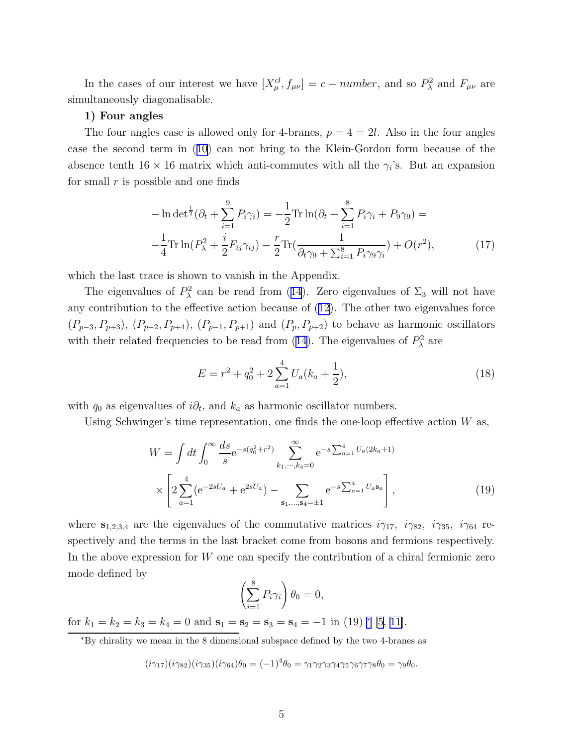In the cases of our interest we have $[X^{cl}_\mu, f_{\mu\nu}] = c - number$, and so $P^2_\lambda$ and $F_{\mu\nu}$ are simultaneously diagonalisable.

**1) Four angles**

The four angles case is allowed only for 4-branes, $p = 4 = 2l$. Also in the four angles case the second term in (10) can not bring to the Klein-Gordon form because of the absence tenth $16 \times 16$ matrix which anti-commutes with all the $\gamma_i$'s. But an expansion for small $r$ is possible and one finds

$$
\begin{aligned}
-\ln \det{}^{\frac{1}{2}}(\partial_t + \sum_{i=1}^{9} P_i\gamma_i) &= -\frac{1}{2}\mathrm{Tr}\ln(\partial_t + \sum_{i=1}^{8} P_i\gamma_i + P_9\gamma_9) = \\
-\frac{1}{4}\mathrm{Tr}\ln(P^2_\lambda + \frac{i}{2}F_{ij}\gamma_{ij}) &- \frac{r}{2}\mathrm{Tr}(\frac{1}{\partial_t\gamma_9 + \sum_{i=1}^{8} P_i\gamma_9\gamma_i}) + O(r^2), \qquad (17)
\end{aligned}
$$

which the last trace is shown to vanish in the Appendix.

The eigenvalues of $P^2_\lambda$ can be read from (14). Zero eigenvalues of $\Sigma_3$ will not have any contribution to the effective action because of (12). The other two eigenvalues force $(P_{p-3}, P_{p+3})$, $(P_{p-2}, P_{p+4})$, $(P_{p-1}, P_{p+1})$ and $(P_p, P_{p+2})$ to behave as harmonic oscillators with their related frequencies to be read from (14). The eigenvalues of $P^2_\lambda$ are

$$
E = r^2 + q_0^2 + 2\sum_{a=1}^{4} U_a(k_a + \frac{1}{2}), \qquad (18)
$$

with $q_0$ as eigenvalues of $i\partial_t$, and $k_a$ as harmonic oscillator numbers.

Using Schwinger's time representation, one finds the one-loop effective action $W$ as,

$$
\begin{aligned}
W = \int dt \int_0^\infty \frac{ds}{s} \mathrm{e}^{-s(q_0^2+r^2)} &\sum_{k_1,\cdots,k_4=0}^{\infty} \mathrm{e}^{-s\sum_{a=1}^{4} U_a(2k_a+1)} \\
\times \left[ 2\sum_{a=1}^{4}(\mathrm{e}^{-2sU_a} + \mathrm{e}^{2sU_a}) \right. &- \left. \sum_{\mathbf{s}_1,\ldots,\mathbf{s}_4=\pm1} \mathrm{e}^{-s\sum_{a=1}^{4} U_a\mathbf{s}_a} \right], \qquad (19)
\end{aligned}
$$

where $\mathbf{s}_{1,2,3,4}$ are the eigenvalues of the commutative matrices $i\gamma_{17}$, $i\gamma_{82}$, $i\gamma_{35}$, $i\gamma_{64}$ respectively and the terms in the last bracket come from bosons and fermions respectively. In the above expression for $W$ one can specify the contribution of a chiral fermionic zero mode defined by

$$
\left( \sum_{i=1}^{8} P_i\gamma_i \right) \theta_0 = 0,
$$

for $k_1 = k_2 = k_3 = k_4 = 0$ and $\mathbf{s}_1 = \mathbf{s}_2 = \mathbf{s}_3 = \mathbf{s}_4 = -1$ in (19) * [5, 11].

*By chirality we mean in the 8 dimensional subspace defined by the two 4-branes as

$$
(i\gamma_{17})(i\gamma_{82})(i\gamma_{35})(i\gamma_{64})\theta_0 = (-1)^4\theta_0 = \gamma_1\gamma_2\gamma_3\gamma_4\gamma_5\gamma_6\gamma_7\gamma_8\theta_0 = \gamma_9\theta_0.
$$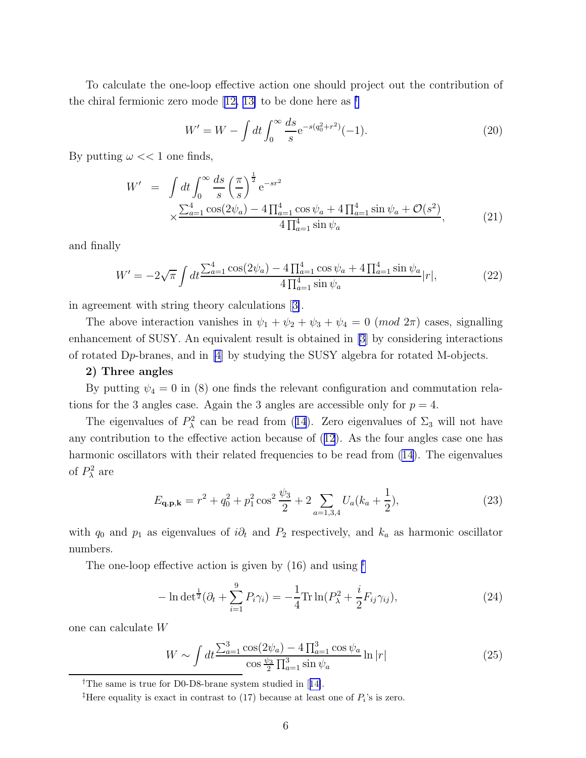To calculate the one-loop effective action one should project out the contribution of the chiral fermionic zero mode [12, 13] to be done here as [†]

$$W' = W - \int dt \int_0^\infty \frac{ds}{s} \mathrm{e}^{-s(q_0^2+r^2)}(-1). \tag{20}$$

By putting $\omega << 1$ one finds,

$$\begin{aligned} W' &= \int dt \int_0^\infty \frac{ds}{s} \left(\frac{\pi}{s}\right)^{\frac{1}{2}} \mathrm{e}^{-sr^2} \\ &\times \frac{\sum_{a=1}^4 \cos(2\psi_a) - 4\prod_{a=1}^4 \cos\psi_a + 4\prod_{a=1}^4 \sin\psi_a + \mathcal{O}(s^2)}{4\prod_{a=1}^4 \sin\psi_a}, \end{aligned} \tag{21}$$

and finally

$$W' = -2\sqrt{\pi} \int dt \frac{\sum_{a=1}^4 \cos(2\psi_a) - 4\prod_{a=1}^4 \cos\psi_a + 4\prod_{a=1}^4 \sin\psi_a}{4\prod_{a=1}^4 \sin\psi_a} |r|, \tag{22}$$

in agreement with string theory calculations [3].

The above interaction vanishes in $\psi_1 + \psi_2 + \psi_3 + \psi_4 = 0$ $(mod\ 2\pi)$ cases, signalling enhancement of SUSY. An equivalent result is obtained in [3] by considering interactions of rotated D$p$-branes, and in [4] by studying the SUSY algebra for rotated M-objects.

**2) Three angles**

By putting $\psi_4 = 0$ in (8) one finds the relevant configuration and commutation relations for the 3 angles case. Again the 3 angles are accessible only for $p = 4$.

The eigenvalues of $P_\lambda^2$ can be read from (14). Zero eigenvalues of $\Sigma_3$ will not have any contribution to the effective action because of (12). As the four angles case one has harmonic oscillators with their related frequencies to be read from (14). The eigenvalues of $P_\lambda^2$ are

$$E_{\mathbf{q},\mathbf{p},\mathbf{k}} = r^2 + q_0^2 + p_1^2 \cos^2\frac{\psi_3}{2} + 2\sum_{a=1,3,4} U_a(k_a + \frac{1}{2}), \tag{23}$$

with $q_0$ and $p_1$ as eigenvalues of $i\partial_t$ and $P_2$ respectively, and $k_a$ as harmonic oscillator numbers.

The one-loop effective action is given by (16) and using [‡]

$$-\ln\det{}^{\frac{1}{2}}(\partial_t + \sum_{i=1}^9 P_i\gamma_i) = -\frac{1}{4}\mathrm{Tr}\ln(P_\lambda^2 + \frac{i}{2}F_{ij}\gamma_{ij}), \tag{24}$$

one can calculate $W$

$$W \sim \int dt \frac{\sum_{a=1}^3 \cos(2\psi_a) - 4\prod_{a=1}^3 \cos\psi_a}{\cos\frac{\psi_3}{2}\prod_{a=1}^3 \sin\psi_a} \ln|r| \tag{25}$$

---

[†] The same is true for D0-D8-brane system studied in [14].

[‡] Here equality is exact in contrast to (17) because at least one of $P_i$'s is zero.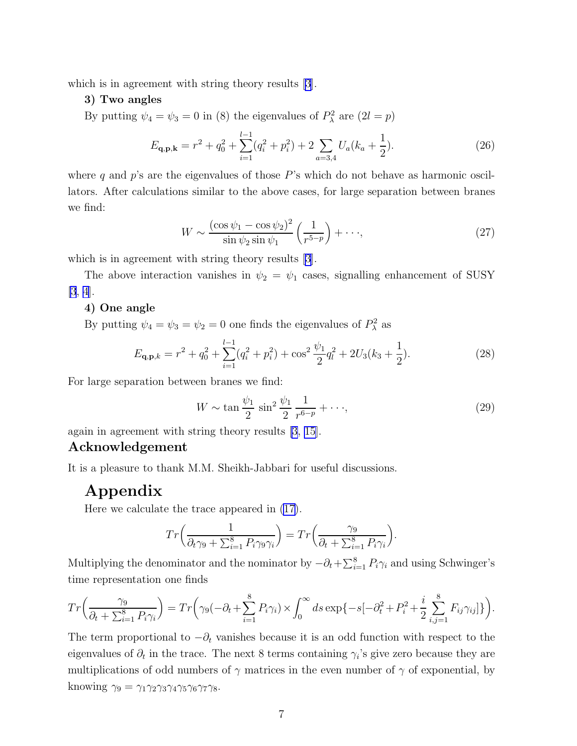which is in agreement with string theory results [3].

**3) Two angles**

By putting $\psi_4 = \psi_3 = 0$ in (8) the eigenvalues of $P_\lambda^2$ are ($2l = p$)

$$E_{\mathbf{q},\mathbf{p},\mathbf{k}} = r^2 + q_0^2 + \sum_{i=1}^{l-1}(q_i^2 + p_i^2) + 2\sum_{a=3,4} U_a(k_a + \frac{1}{2}). \tag{26}$$

where $q$ and $p$'s are the eigenvalues of those $P$'s which do not behave as harmonic oscillators. After calculations similar to the above cases, for large separation between branes we find:

$$W \sim \frac{(\cos\psi_1 - \cos\psi_2)^2}{\sin\psi_2 \sin\psi_1}\Big(\frac{1}{r^{5-p}}\Big) + \cdots, \tag{27}$$

which is in agreement with string theory results [3].

The above interaction vanishes in $\psi_2 = \psi_1$ cases, signalling enhancement of SUSY [3, 4].

**4) One angle**

By putting $\psi_4 = \psi_3 = \psi_2 = 0$ one finds the eigenvalues of $P_\lambda^2$ as

$$E_{\mathbf{q},\mathbf{p},k} = r^2 + q_0^2 + \sum_{i=1}^{l-1}(q_i^2 + p_i^2) + \cos^2\frac{\psi_1}{2} q_l^2 + 2U_3(k_3 + \frac{1}{2}). \tag{28}$$

For large separation between branes we find:

$$W \sim \tan\frac{\psi_1}{2}\,\sin^2\frac{\psi_1}{2}\,\frac{1}{r^{6-p}} + \cdots, \tag{29}$$

again in agreement with string theory results [3, 15].

## Acknowledgement

It is a pleasure to thank M.M. Sheikh-Jabbari for useful discussions.

# Appendix

Here we calculate the trace appeared in (17).

$$Tr\Big(\frac{1}{\partial_t\gamma_9 + \sum_{i=1}^8 P_i\gamma_9\gamma_i}\Big) = Tr\Big(\frac{\gamma_9}{\partial_t + \sum_{i=1}^8 P_i\gamma_i}\Big).$$

Multiplying the denominator and the nominator by $-\partial_t + \sum_{i=1}^8 P_i\gamma_i$ and using Schwinger's time representation one finds

$$Tr\Big(\frac{\gamma_9}{\partial_t + \sum_{i=1}^8 P_i\gamma_i}\Big) = Tr\Big(\gamma_9(-\partial_t + \sum_{i=1}^8 P_i\gamma_i) \times \int_0^\infty ds \exp\{-s[-\partial_t^2 + P_i^2 + \frac{i}{2}\sum_{i,j=1}^8 F_{ij}\gamma_{ij}]\}\Big).$$

The term proportional to $-\partial_t$ vanishes because it is an odd function with respect to the eigenvalues of $\partial_t$ in the trace. The next 8 terms containing $\gamma_i$'s give zero because they are multiplications of odd numbers of $\gamma$ matrices in the even number of $\gamma$ of exponential, by knowing $\gamma_9 = \gamma_1\gamma_2\gamma_3\gamma_4\gamma_5\gamma_6\gamma_7\gamma_8$.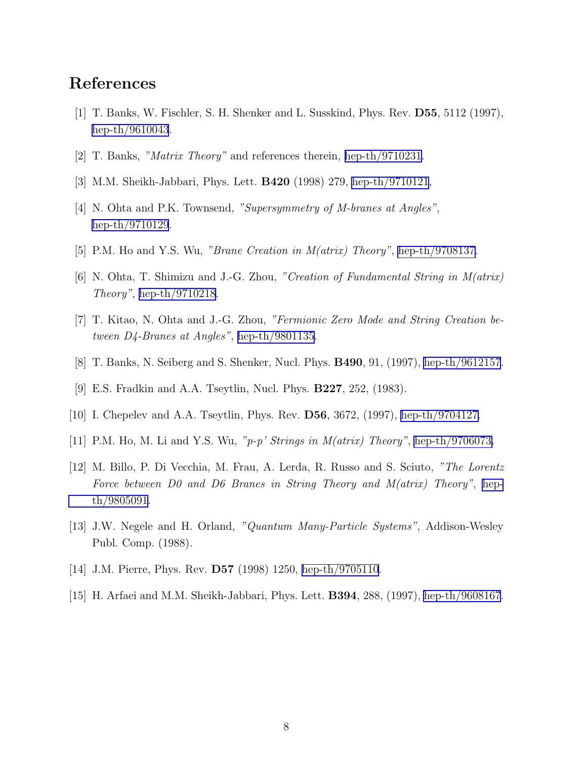# References

[1] T. Banks, W. Fischler, S. H. Shenker and L. Susskind, Phys. Rev. **D55**, 5112 (1997), hep-th/9610043.

[2] T. Banks, *"Matrix Theory"* and references therein, hep-th/9710231.

[3] M.M. Sheikh-Jabbari, Phys. Lett. **B420** (1998) 279, hep-th/9710121,

[4] N. Ohta and P.K. Townsend, *"Supersymmetry of M-branes at Angles"*, hep-th/9710129.

[5] P.M. Ho and Y.S. Wu, *"Brane Creation in M(atrix) Theory"*, hep-th/9708137.

[6] N. Ohta, T. Shimizu and J.-G. Zhou, *"Creation of Fundamental String in M(atrix) Theory"*, hep-th/9710218.

[7] T. Kitao, N. Ohta and J.-G. Zhou, *"Fermionic Zero Mode and String Creation between D4-Branes at Angles"*, hep-th/9801135.

[8] T. Banks, N. Seiberg and S. Shenker, Nucl. Phys. **B490**, 91, (1997), hep-th/9612157.

[9] E.S. Fradkin and A.A. Tseytlin, Nucl. Phys. **B227**, 252, (1983).

[10] I. Chepelev and A.A. Tseytlin, Phys. Rev. **D56**, 3672, (1997), hep-th/9704127.

[11] P.M. Ho, M. Li and Y.S. Wu, *"p-p' Strings in M(atrix) Theory"*, hep-th/9706073.

[12] M. Billo, P. Di Vecchia, M. Frau, A. Lerda, R. Russo and S. Sciuto, *"The Lorentz Force between D0 and D6 Branes in String Theory and M(atrix) Theory"*, hep-th/9805091.

[13] J.W. Negele and H. Orland, *"Quantum Many-Particle Systems"*, Addison-Wesley Publ. Comp. (1988).

[14] J.M. Pierre, Phys. Rev. **D57** (1998) 1250, hep-th/9705110.

[15] H. Arfaei and M.M. Sheikh-Jabbari, Phys. Lett. **B394**, 288, (1997), hep-th/9608167.